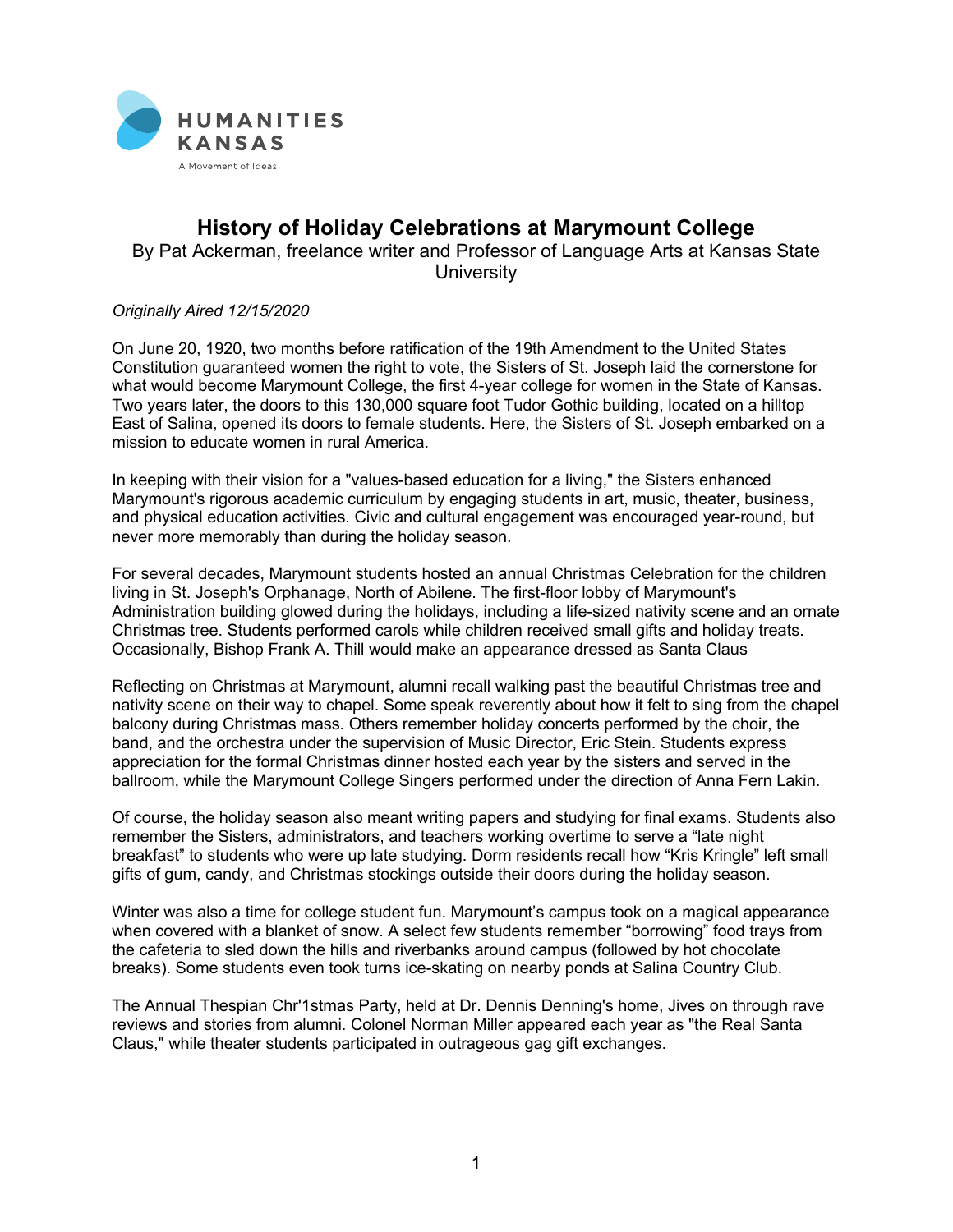HUMANITIES KANSAS

A Movement of Ideas

# History of Holiday Celebrations at Marymount College

By Pat Ackerman, freelance writer and Professor of Language Arts at Kansas State University

*Originally Aired 12/15/2020*

On June 20, 1920, two months before ratification of the 19th Amendment to the United States Constitution guaranteed women the right to vote, the Sisters of St. Joseph laid the cornerstone for what would become Marymount College, the first 4-year college for women in the State of Kansas. Two years later, the doors to this 130,000 square foot Tudor Gothic building, located on a hilltop East of Salina, opened its doors to female students. Here, the Sisters of St. Joseph embarked on a mission to educate women in rural America.

In keeping with their vision for a "values-based education for a living," the Sisters enhanced Marymount's rigorous academic curriculum by engaging students in art, music, theater, business, and physical education activities. Civic and cultural engagement was encouraged year-round, but never more memorably than during the holiday season.

For several decades, Marymount students hosted an annual Christmas Celebration for the children living in St. Joseph's Orphanage, North of Abilene. The first-floor lobby of Marymount's Administration building glowed during the holidays, including a life-sized nativity scene and an ornate Christmas tree. Students performed carols while children received small gifts and holiday treats. Occasionally, Bishop Frank A. Thill would make an appearance dressed as Santa Claus

Reflecting on Christmas at Marymount, alumni recall walking past the beautiful Christmas tree and nativity scene on their way to chapel. Some speak reverently about how it felt to sing from the chapel balcony during Christmas mass. Others remember holiday concerts performed by the choir, the band, and the orchestra under the supervision of Music Director, Eric Stein. Students express appreciation for the formal Christmas dinner hosted each year by the sisters and served in the ballroom, while the Marymount College Singers performed under the direction of Anna Fern Lakin.

Of course, the holiday season also meant writing papers and studying for final exams. Students also remember the Sisters, administrators, and teachers working overtime to serve a "late night breakfast" to students who were up late studying. Dorm residents recall how "Kris Kringle" left small gifts of gum, candy, and Christmas stockings outside their doors during the holiday season.

Winter was also a time for college student fun. Marymount's campus took on a magical appearance when covered with a blanket of snow. A select few students remember "borrowing" food trays from the cafeteria to sled down the hills and riverbanks around campus (followed by hot chocolate breaks). Some students even took turns ice-skating on nearby ponds at Salina Country Club.

The Annual Thespian Chr'1stmas Party, held at Dr. Dennis Denning's home, Jives on through rave reviews and stories from alumni. Colonel Norman Miller appeared each year as "the Real Santa Claus," while theater students participated in outrageous gag gift exchanges.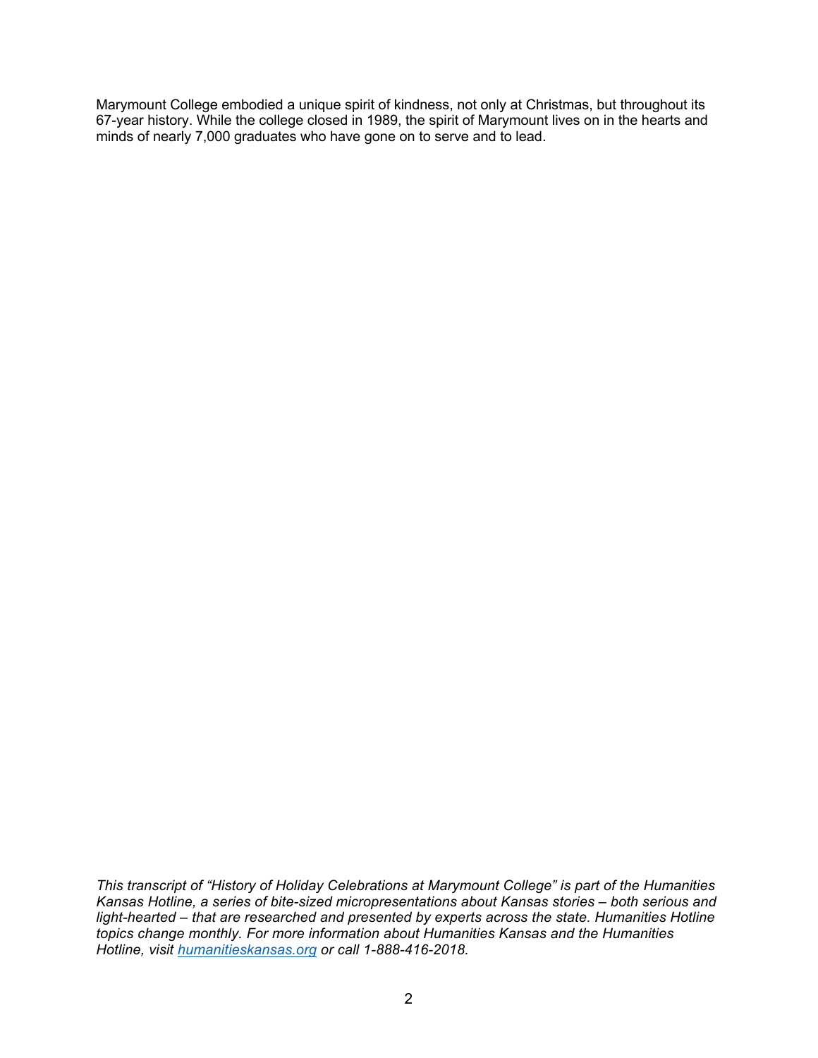Marymount College embodied a unique spirit of kindness, not only at Christmas, but throughout its 67-year history. While the college closed in 1989, the spirit of Marymount lives on in the hearts and minds of nearly 7,000 graduates who have gone on to serve and to lead.

*This transcript of "History of Holiday Celebrations at Marymount College" is part of the Humanities Kansas Hotline, a series of bite-sized micropresentations about Kansas stories – both serious and light-hearted – that are researched and presented by experts across the state. Humanities Hotline topics change monthly. For more information about Humanities Kansas and the Humanities Hotline, visit [humanitieskansas.org](https://humanitieskansas.org) or call 1-888-416-2018.*